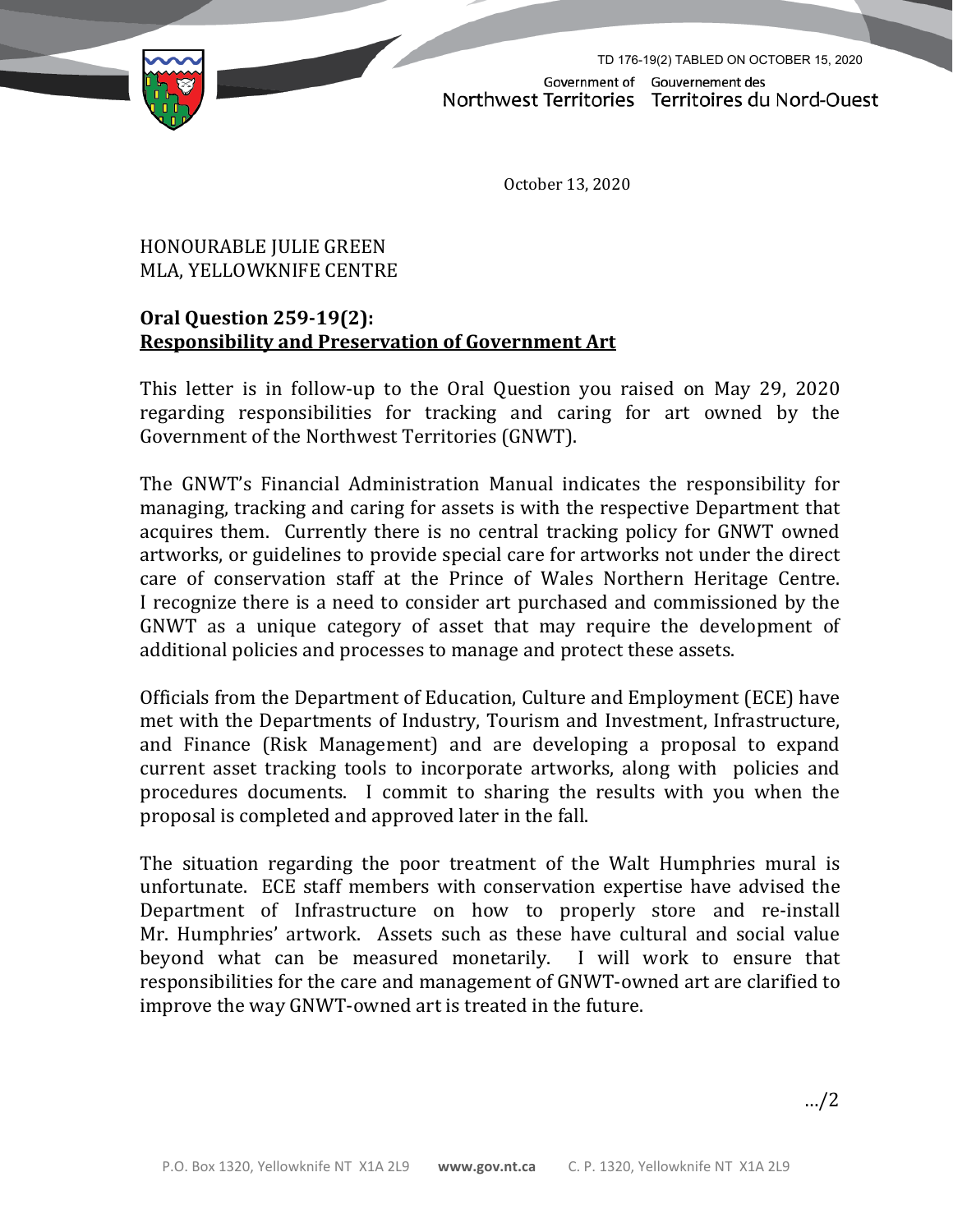TD 176-19(2) TABLED ON OCTOBER 15, 2020

Government of Northwest Territories | Gouvernement des Territoires du Nord-Ouest

October 13, 2020

HONOURABLE JULIE GREEN
MLA, YELLOWKNIFE CENTRE

**Oral Question 259-19(2):**
**Responsibility and Preservation of Government Art**

This letter is in follow-up to the Oral Question you raised on May 29, 2020 regarding responsibilities for tracking and caring for art owned by the Government of the Northwest Territories (GNWT).

The GNWT's Financial Administration Manual indicates the responsibility for managing, tracking and caring for assets is with the respective Department that acquires them. Currently there is no central tracking policy for GNWT owned artworks, or guidelines to provide special care for artworks not under the direct care of conservation staff at the Prince of Wales Northern Heritage Centre. I recognize there is a need to consider art purchased and commissioned by the GNWT as a unique category of asset that may require the development of additional policies and processes to manage and protect these assets.

Officials from the Department of Education, Culture and Employment (ECE) have met with the Departments of Industry, Tourism and Investment, Infrastructure, and Finance (Risk Management) and are developing a proposal to expand current asset tracking tools to incorporate artworks, along with policies and procedures documents. I commit to sharing the results with you when the proposal is completed and approved later in the fall.

The situation regarding the poor treatment of the Walt Humphries mural is unfortunate. ECE staff members with conservation expertise have advised the Department of Infrastructure on how to properly store and re-install Mr. Humphries' artwork. Assets such as these have cultural and social value beyond what can be measured monetarily. I will work to ensure that responsibilities for the care and management of GNWT-owned art are clarified to improve the way GNWT-owned art is treated in the future.

…/2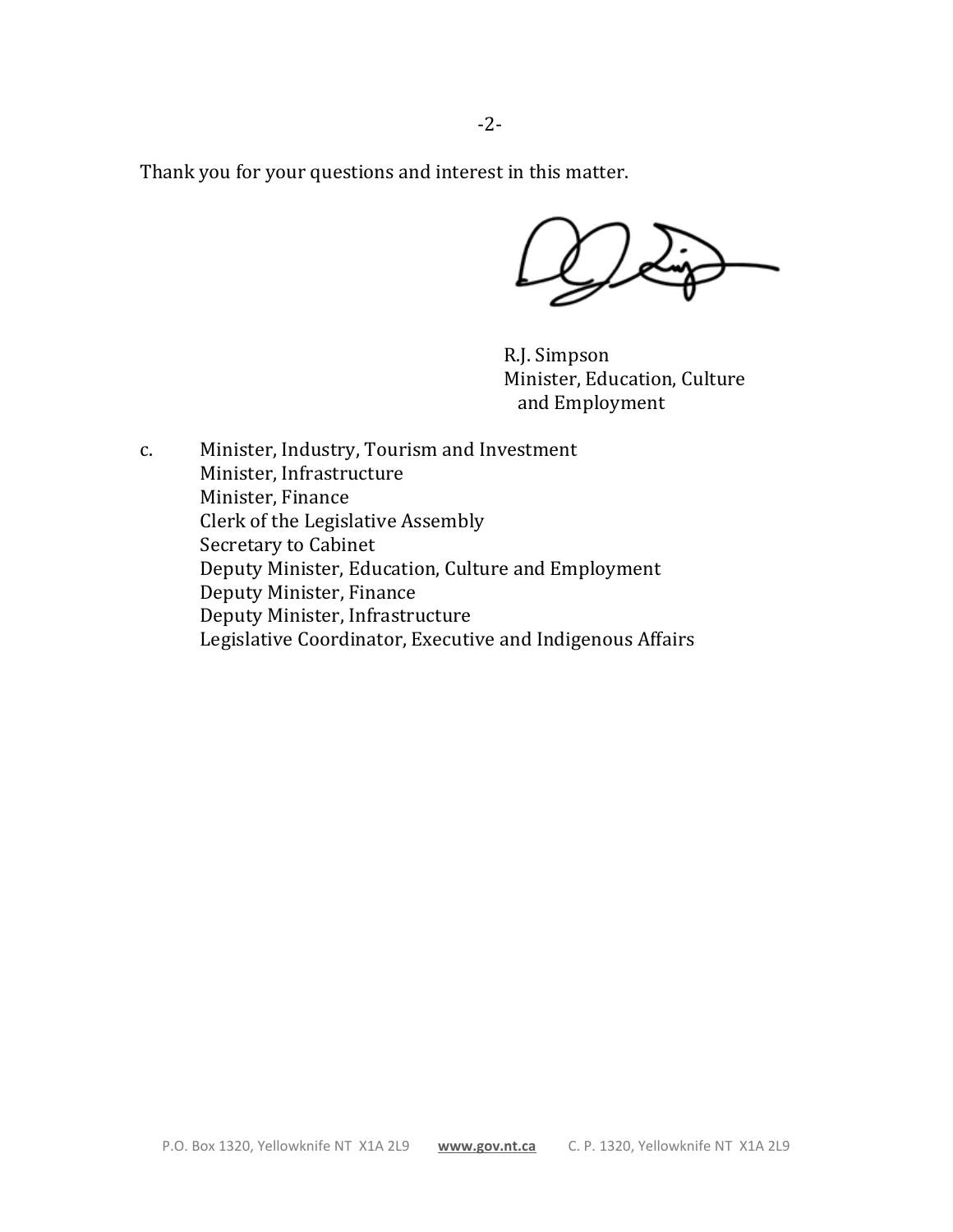Thank you for your questions and interest in this matter.

R.J. Simpson
Minister, Education, Culture
and Employment

c. Minister, Industry, Tourism and Investment
Minister, Infrastructure
Minister, Finance
Clerk of the Legislative Assembly
Secretary to Cabinet
Deputy Minister, Education, Culture and Employment
Deputy Minister, Finance
Deputy Minister, Infrastructure
Legislative Coordinator, Executive and Indigenous Affairs